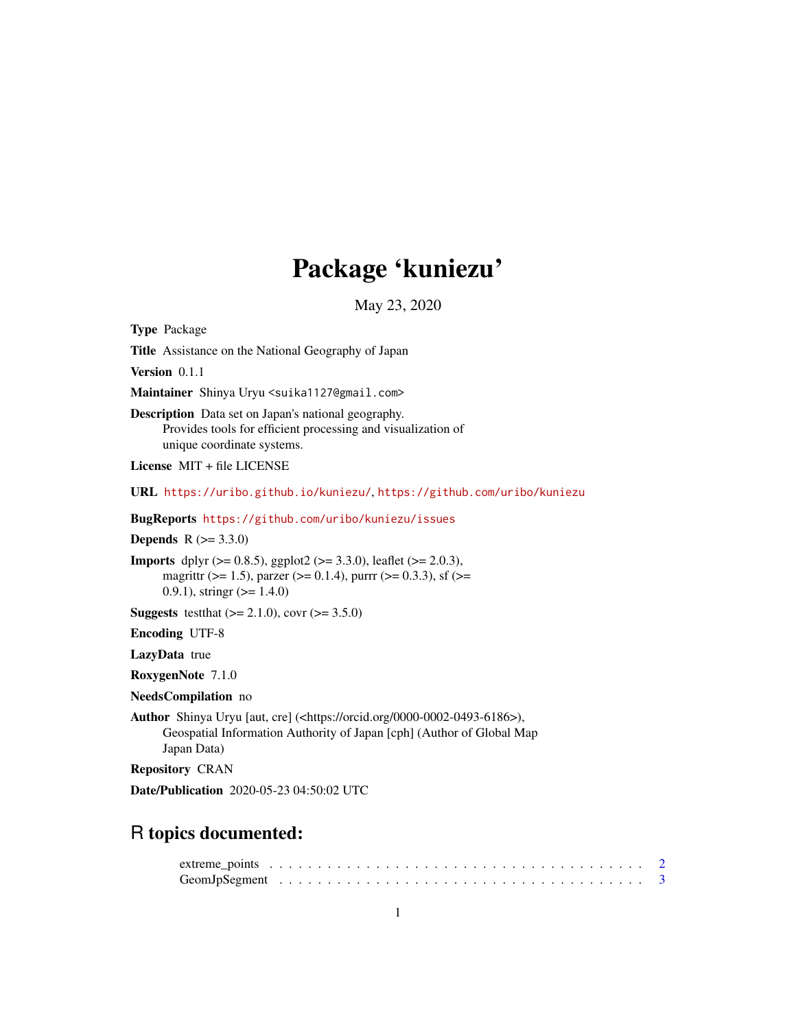# Package 'kuniezu'

May 23, 2020

**Type** Package

**Title** Assistance on the National Geography of Japan

**Version** 0.1.1

**Maintainer** Shinya Uryu <suika1127@gmail.com>

**Description** Data set on Japan's national geography.
Provides tools for efficient processing and visualization of
unique coordinate systems.

**License** MIT + file LICENSE

**URL** https://uribo.github.io/kuniezu/, https://github.com/uribo/kuniezu

**BugReports** https://github.com/uribo/kuniezu/issues

**Depends** R (>= 3.3.0)

**Imports** dplyr (>= 0.8.5), ggplot2 (>= 3.3.0), leaflet (>= 2.0.3),
magrittr (>= 1.5), parzer (>= 0.1.4), purrr (>= 0.3.3), sf (>=
0.9.1), stringr (>= 1.4.0)

**Suggests** testthat (>= 2.1.0), covr (>= 3.5.0)

**Encoding** UTF-8

**LazyData** true

**RoxygenNote** 7.1.0

**NeedsCompilation** no

**Author** Shinya Uryu [aut, cre] (<https://orcid.org/0000-0002-0493-6186>),
Geospatial Information Authority of Japan [cph] (Author of Global Map
Japan Data)

**Repository** CRAN

**Date/Publication** 2020-05-23 04:50:02 UTC

## R topics documented:

extreme_points . . . . . . . . . . . . . . . . . . . . . . . . . . . . . . . . . . . . . . . . 2
GeomJpSegment . . . . . . . . . . . . . . . . . . . . . . . . . . . . . . . . . . . . . . . 3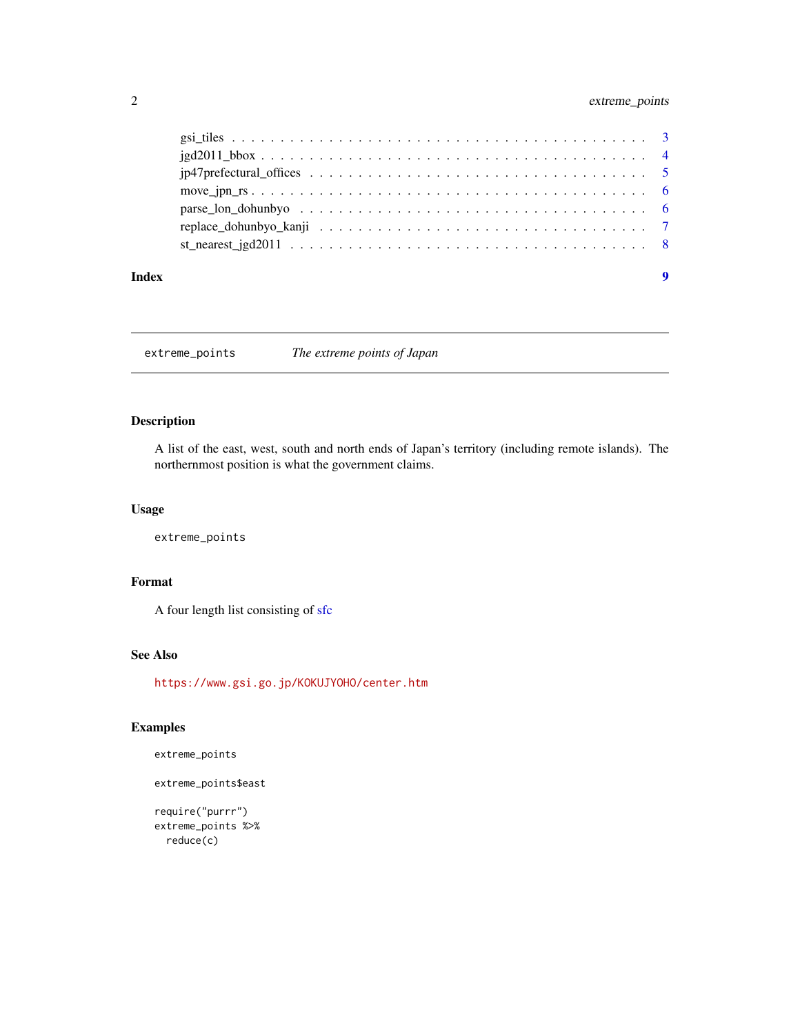gsi_tiles . . . . . . . . . . . . . . . . . . . . . . . . . . . . . . . . . . . . . . . 3
jgd2011_bbox . . . . . . . . . . . . . . . . . . . . . . . . . . . . . . . . . . . . . . 4
jp47prefectural_offices . . . . . . . . . . . . . . . . . . . . . . . . . . . . . . . . . 5
move_jpn_rs . . . . . . . . . . . . . . . . . . . . . . . . . . . . . . . . . . . . . . . 6
parse_lon_dohunbyo . . . . . . . . . . . . . . . . . . . . . . . . . . . . . . . . . . . 6
replace_dohunbyo_kanji . . . . . . . . . . . . . . . . . . . . . . . . . . . . . . . . . 7
st_nearest_jgd2011 . . . . . . . . . . . . . . . . . . . . . . . . . . . . . . . . . . . 8

**Index** 9

---

`extreme_points` *The extreme points of Japan*

---

### Description

A list of the east, west, south and north ends of Japan's territory (including remote islands). The northernmost position is what the government claims.

### Usage

```
extreme_points
```

### Format

A four length list consisting of sfc

### See Also

https://www.gsi.go.jp/KOKUJYOHO/center.htm

### Examples

```
extreme_points

extreme_points$east

require("purrr")
extreme_points %>%
  reduce(c)
```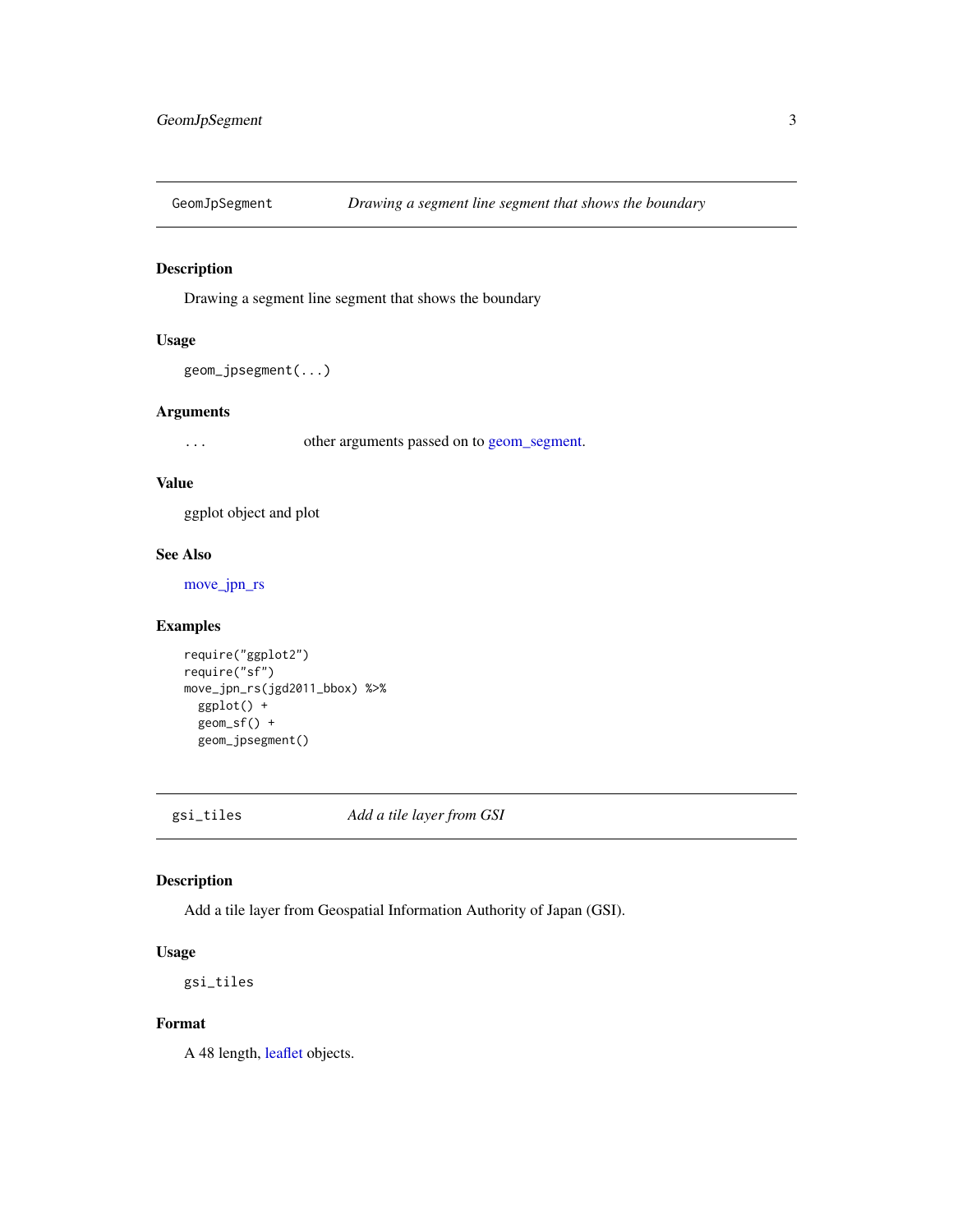## GeomJpSegment — *Drawing a segment line segment that shows the boundary*

### Description

Drawing a segment line segment that shows the boundary

### Usage

```
geom_jpsegment(...)
```

### Arguments

| | |
|---|---|
| ... | other arguments passed on to geom_segment. |

### Value

ggplot object and plot

### See Also

move_jpn_rs

### Examples

```
require("ggplot2")
require("sf")
move_jpn_rs(jgd2011_bbox) %>%
  ggplot() +
  geom_sf() +
  geom_jpsegment()
```

## gsi_tiles — *Add a tile layer from GSI*

### Description

Add a tile layer from Geospatial Information Authority of Japan (GSI).

### Usage

```
gsi_tiles
```

### Format

A 48 length, leaflet objects.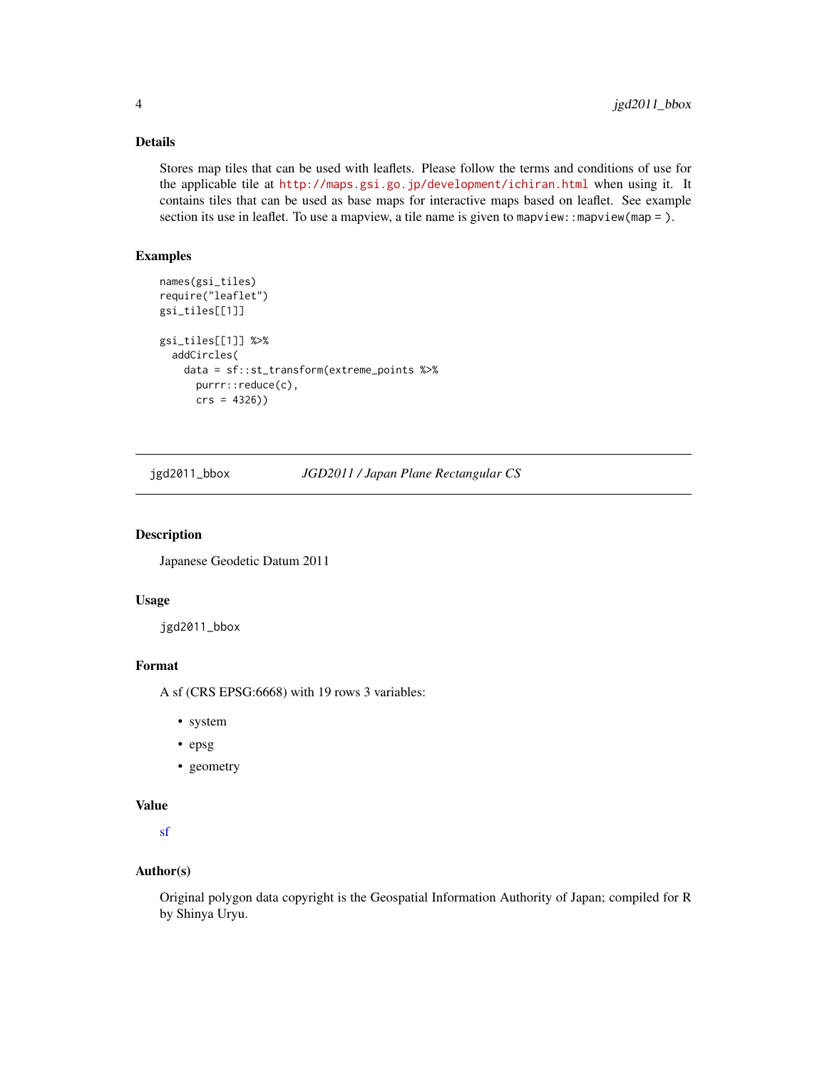## Details

Stores map tiles that can be used with leaflets. Please follow the terms and conditions of use for the applicable tile at http://maps.gsi.go.jp/development/ichiran.html when using it. It contains tiles that can be used as base maps for interactive maps based on leaflet. See example section its use in leaflet. To use a mapview, a tile name is given to `mapview::mapview(map = )`.

## Examples

```
names(gsi_tiles)
require("leaflet")
gsi_tiles[[1]]

gsi_tiles[[1]] %>%
  addCircles(
    data = sf::st_transform(extreme_points %>%
      purrr::reduce(c),
      crs = 4326))
```

---

# jgd2011_bbox — *JGD2011 / Japan Plane Rectangular CS*

---

## Description

Japanese Geodetic Datum 2011

## Usage

```
jgd2011_bbox
```

## Format

A sf (CRS EPSG:6668) with 19 rows 3 variables:

- system
- epsg
- geometry

## Value

sf

## Author(s)

Original polygon data copyright is the Geospatial Information Authority of Japan; compiled for R by Shinya Uryu.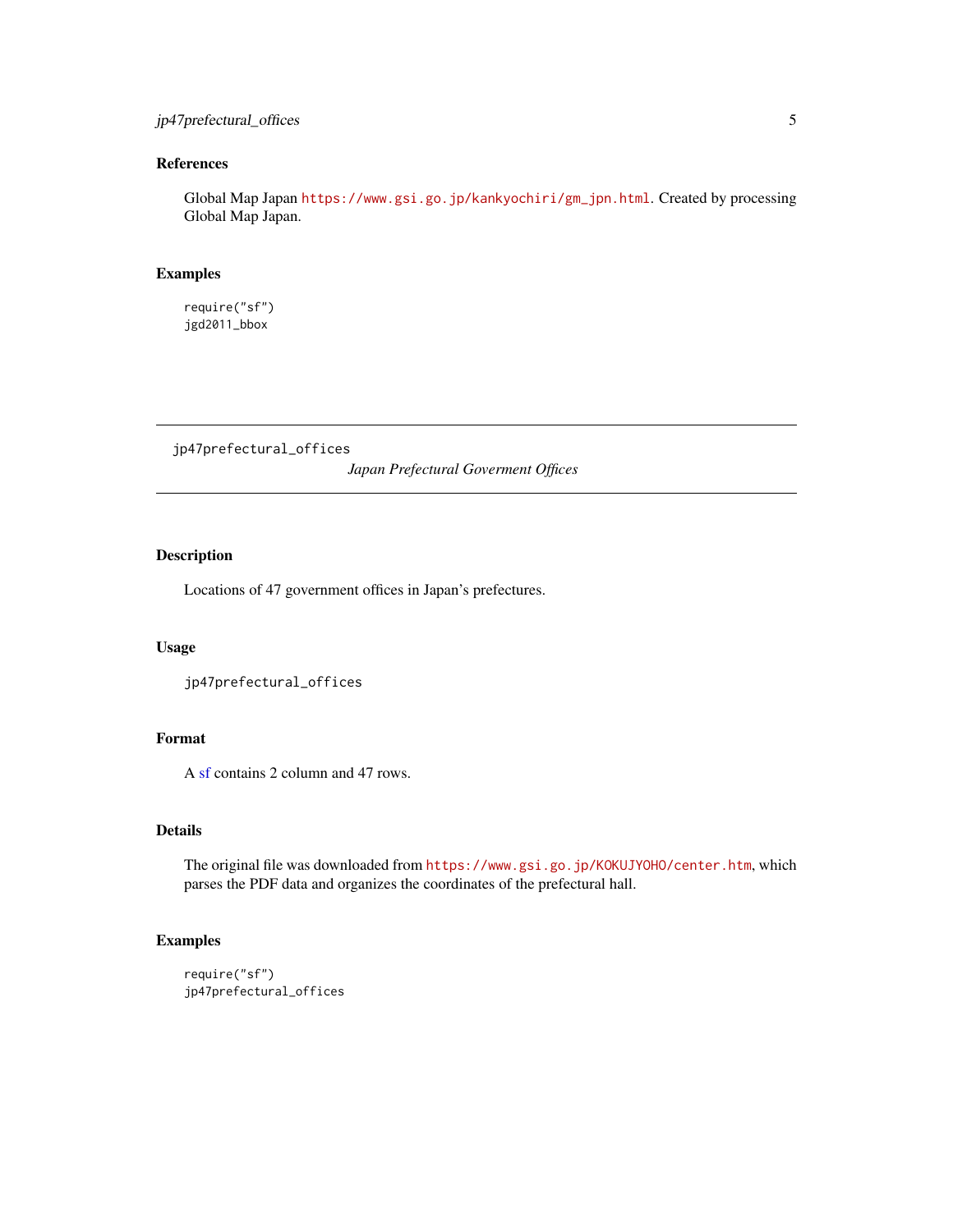### References

Global Map Japan https://www.gsi.go.jp/kankyochiri/gm_jpn.html. Created by processing Global Map Japan.

### Examples

```
require("sf")
jgd2011_bbox
```

---

## jp47prefectural_offices — *Japan Prefectural Goverment Offices*

### Description

Locations of 47 government offices in Japan's prefectures.

### Usage

```
jp47prefectural_offices
```

### Format

A sf contains 2 column and 47 rows.

### Details

The original file was downloaded from https://www.gsi.go.jp/KOKUJYOHO/center.htm, which parses the PDF data and organizes the coordinates of the prefectural hall.

### Examples

```
require("sf")
jp47prefectural_offices
```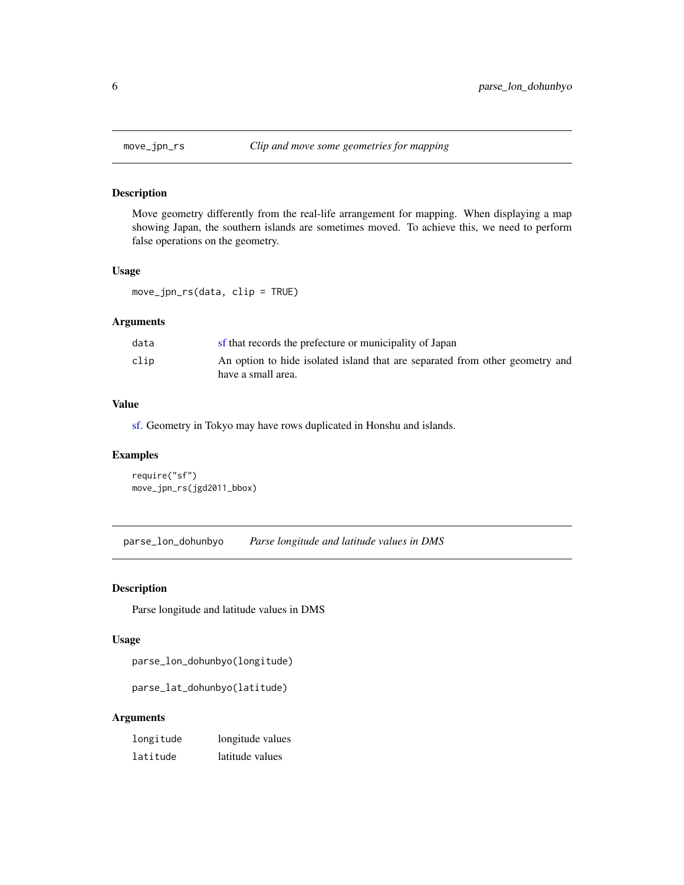## move_jpn_rs — *Clip and move some geometries for mapping*

### Description

Move geometry differently from the real-life arrangement for mapping. When displaying a map showing Japan, the southern islands are sometimes moved. To achieve this, we need to perform false operations on the geometry.

### Usage

```
move_jpn_rs(data, clip = TRUE)
```

### Arguments

| Argument | Description |
|---|---|
| data | sf that records the prefecture or municipality of Japan |
| clip | An option to hide isolated island that are separated from other geometry and have a small area. |

### Value

sf. Geometry in Tokyo may have rows duplicated in Honshu and islands.

### Examples

```
require("sf")
move_jpn_rs(jgd2011_bbox)
```

## parse_lon_dohunbyo — *Parse longitude and latitude values in DMS*

### Description

Parse longitude and latitude values in DMS

### Usage

```
parse_lon_dohunbyo(longitude)

parse_lat_dohunbyo(latitude)
```

### Arguments

| Argument | Description |
|---|---|
| longitude | longitude values |
| latitude | latitude values |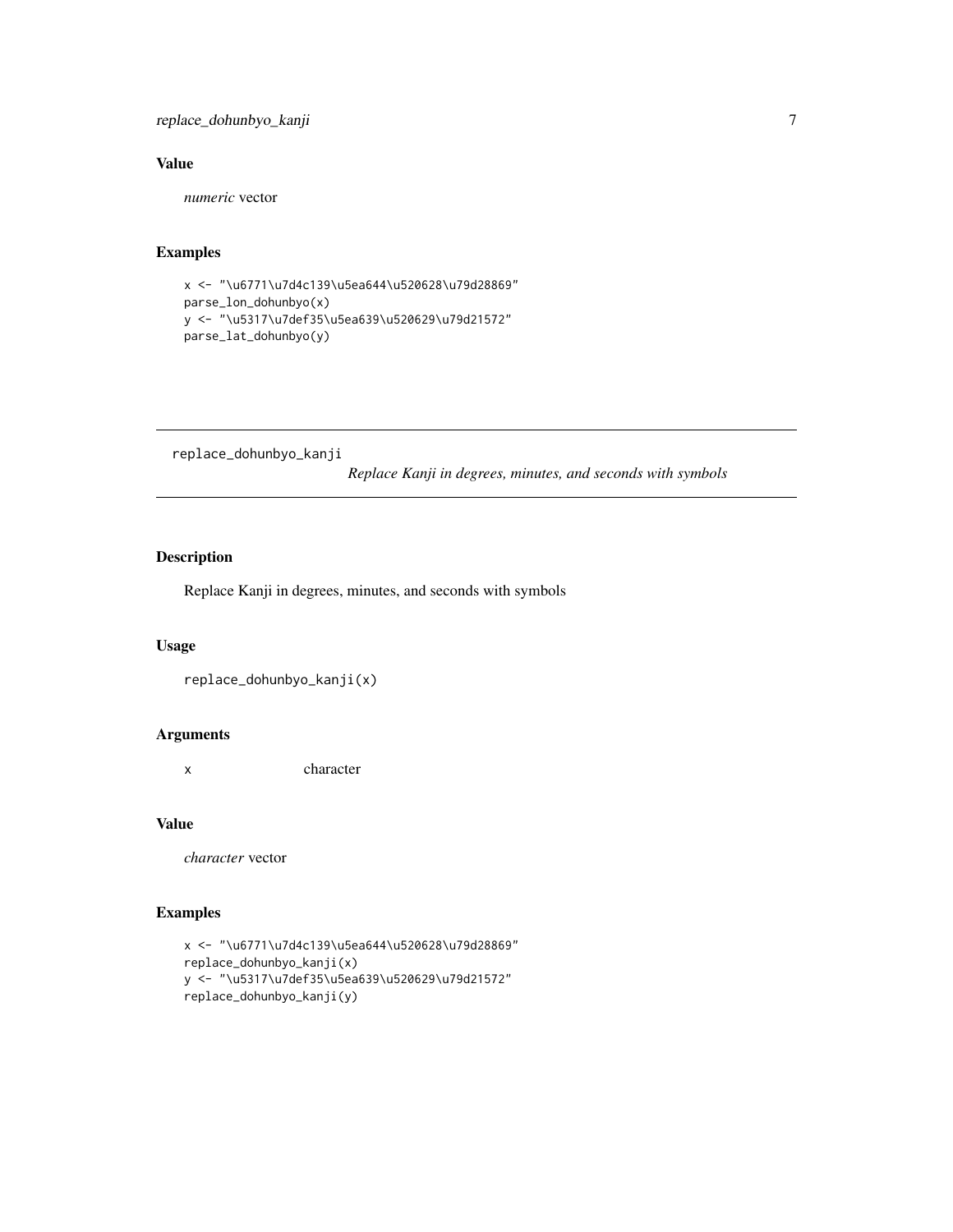## Value

*numeric* vector

## Examples

```
x <- "\u6771\u7d4c139\u5ea644\u520628\u79d28869"
parse_lon_dohunbyo(x)
y <- "\u5317\u7def35\u5ea639\u520629\u79d21572"
parse_lat_dohunbyo(y)
```

---

# replace_dohunbyo_kanji — *Replace Kanji in degrees, minutes, and seconds with symbols*

## Description

Replace Kanji in degrees, minutes, and seconds with symbols

## Usage

```
replace_dohunbyo_kanji(x)
```

## Arguments

| | |
|---|---|
| x | character |

## Value

*character* vector

## Examples

```
x <- "\u6771\u7d4c139\u5ea644\u520628\u79d28869"
replace_dohunbyo_kanji(x)
y <- "\u5317\u7def35\u5ea639\u520629\u79d21572"
replace_dohunbyo_kanji(y)
```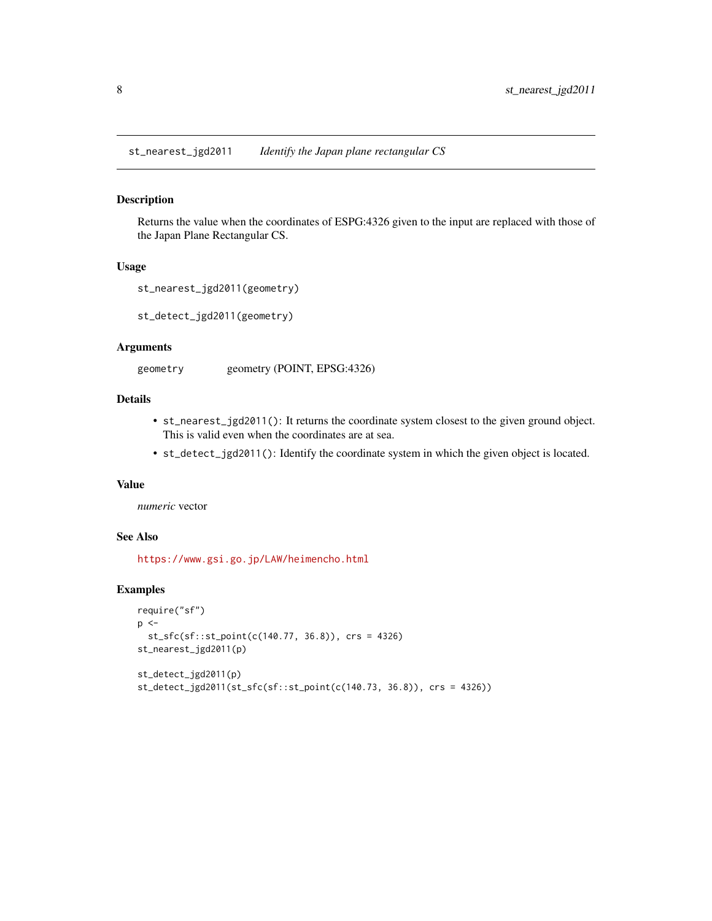## st_nearest_jgd2011 *Identify the Japan plane rectangular CS*

### Description

Returns the value when the coordinates of ESPG:4326 given to the input are replaced with those of the Japan Plane Rectangular CS.

### Usage

```
st_nearest_jgd2011(geometry)

st_detect_jgd2011(geometry)
```

### Arguments

| | |
|---|---|
| `geometry` | geometry (POINT, EPSG:4326) |

### Details

- `st_nearest_jgd2011()`: It returns the coordinate system closest to the given ground object. This is valid even when the coordinates are at sea.
- `st_detect_jgd2011()`: Identify the coordinate system in which the given object is located.

### Value

*numeric* vector

### See Also

https://www.gsi.go.jp/LAW/heimencho.html

### Examples

```
require("sf")
p <-
  st_sfc(sf::st_point(c(140.77, 36.8)), crs = 4326)
st_nearest_jgd2011(p)

st_detect_jgd2011(p)
st_detect_jgd2011(st_sfc(sf::st_point(c(140.73, 36.8)), crs = 4326))
```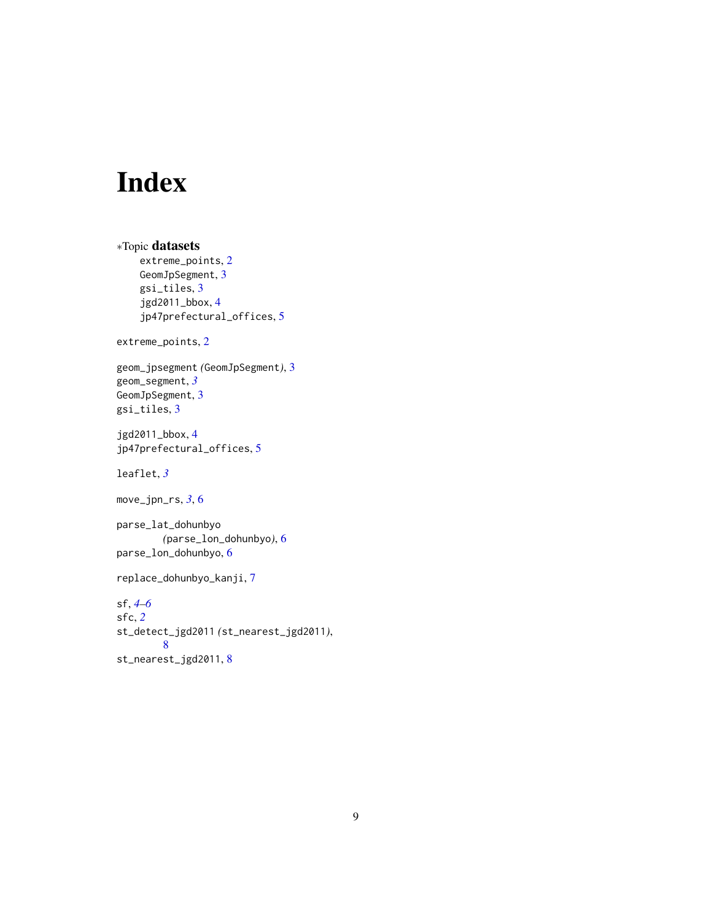# Index

∗Topic **datasets**

- extreme_points, 2
- GeomJpSegment, 3
- gsi_tiles, 3
- jgd2011_bbox, 4
- jp47prefectural_offices, 5

extreme_points, 2

geom_jpsegment *(*GeomJpSegment*)*, 3
geom_segment, *3*
GeomJpSegment, 3
gsi_tiles, 3

jgd2011_bbox, 4
jp47prefectural_offices, 5

leaflet, *3*

move_jpn_rs, *3*, 6

parse_lat_dohunbyo *(*parse_lon_dohunbyo*)*, 6
parse_lon_dohunbyo, 6

replace_dohunbyo_kanji, 7

sf, *4–6*
sfc, *2*
st_detect_jgd2011 *(*st_nearest_jgd2011*)*, 8
st_nearest_jgd2011, 8